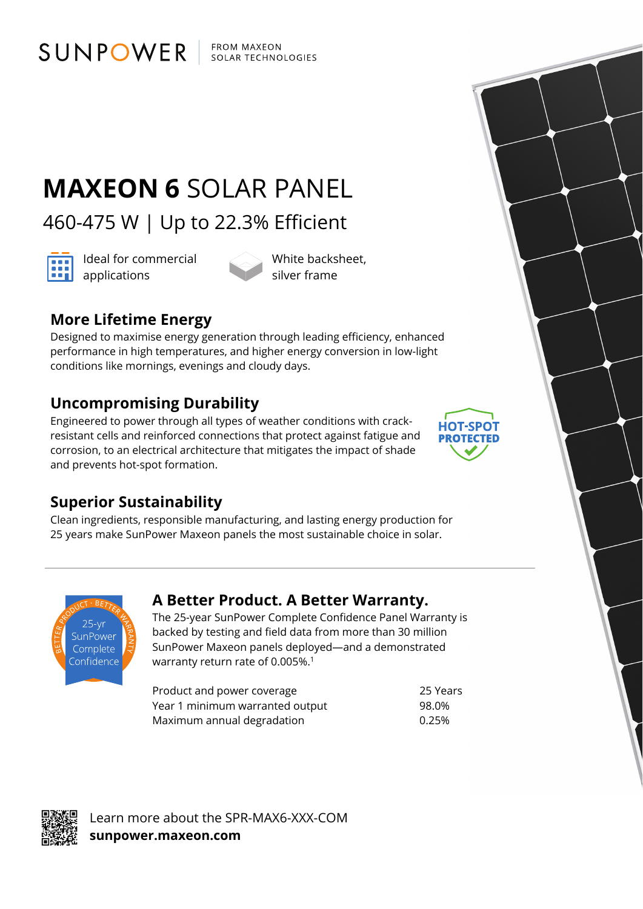SUNPOWER | FROM MAXEON SOLAR TECHNOLOGIES

# MAXEON 6 SOLAR PANEL

## 460-475 W | Up to 22.3% Efficient

Ideal for commercial applications

White backsheet, silver frame

### More Lifetime Energy

Designed to maximise energy generation through leading efficiency, enhanced performance in high temperatures, and higher energy conversion in low-light conditions like mornings, evenings and cloudy days.

### Uncompromising Durability

Engineered to power through all types of weather conditions with crack-resistant cells and reinforced connections that protect against fatigue and corrosion, to an electrical architecture that mitigates the impact of shade and prevents hot-spot formation.

HOT-SPOT PROTECTED

### Superior Sustainability

Clean ingredients, responsible manufacturing, and lasting energy production for 25 years make SunPower Maxeon panels the most sustainable choice in solar.

---

BETTER PRODUCT · BETTER WARRANTY — 25-yr SunPower Complete Confidence

### A Better Product. A Better Warranty.

The 25-year SunPower Complete Confidence Panel Warranty is backed by testing and field data from more than 30 million SunPower Maxeon panels deployed—and a demonstrated warranty return rate of 0.005%.[1]

| | |
|---|---|
| Product and power coverage | 25 Years |
| Year 1 minimum warranted output | 98.0% |
| Maximum annual degradation | 0.25% |

Learn more about the SPR-MAX6-XXX-COM
**sunpower.maxeon.com**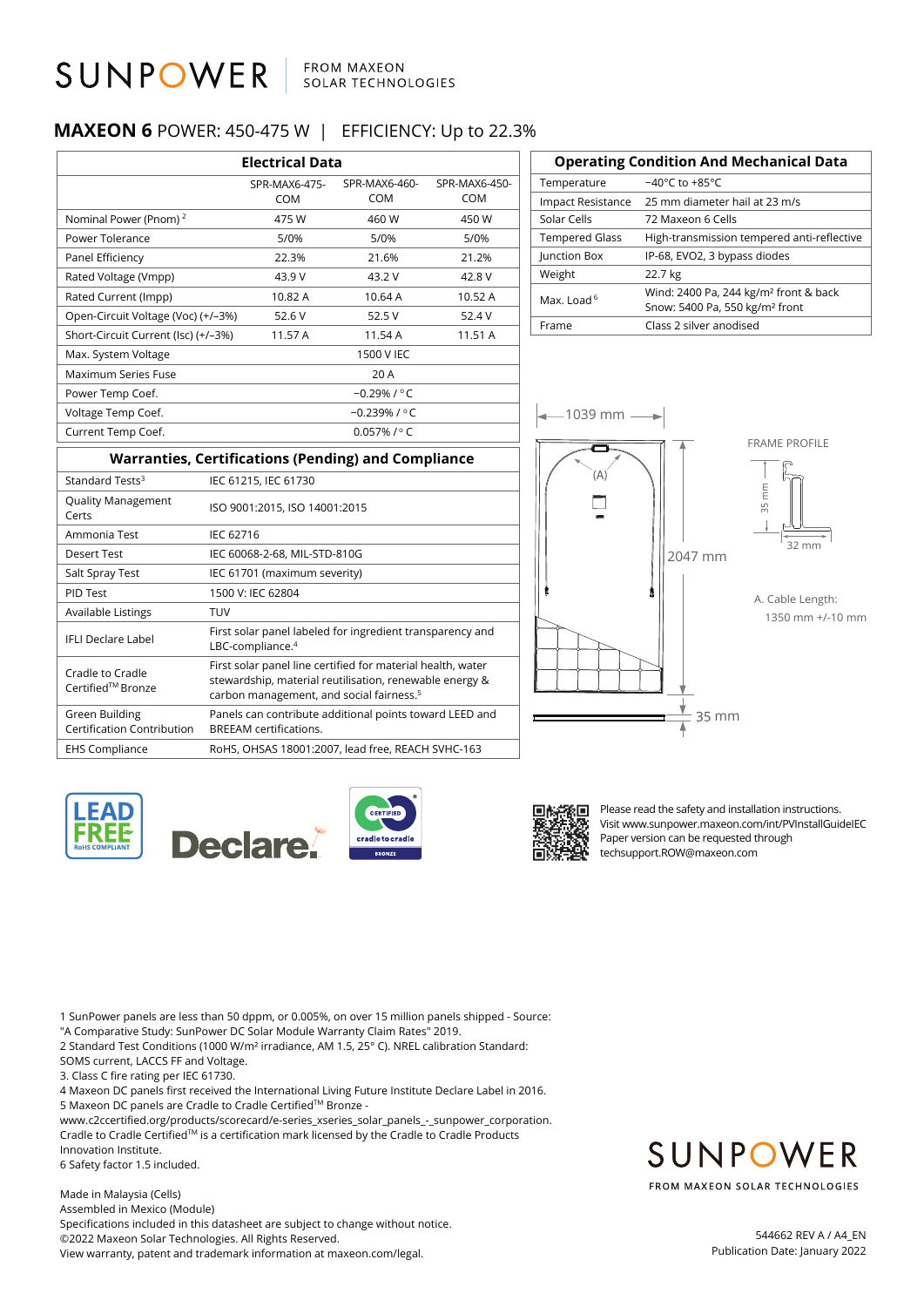# MAXEON 6 POWER: 450-475 W | EFFICIENCY: Up to 22.3%

| Electrical Data | | | |
|---|---|---|---|
| | SPR-MAX6-475-COM | SPR-MAX6-460-COM | SPR-MAX6-450-COM |
| Nominal Power (Pnom) [2] | 475 W | 460 W | 450 W |
| Power Tolerance | 5/0% | 5/0% | 5/0% |
| Panel Efficiency | 22.3% | 21.6% | 21.2% |
| Rated Voltage (Vmpp) | 43.9 V | 43.2 V | 42.8 V |
| Rated Current (Impp) | 10.82 A | 10.64 A | 10.52 A |
| Open-Circuit Voltage (Voc) (+/−3%) | 52.6 V | 52.5 V | 52.4 V |
| Short-Circuit Current (Isc) (+/−3%) | 11.57 A | 11.54 A | 11.51 A |
| Max. System Voltage | 1500 V IEC | | |
| Maximum Series Fuse | 20 A | | |
| Power Temp Coef. | −0.29% / °C | | |
| Voltage Temp Coef. | −0.239% / °C | | |
| Current Temp Coef. | 0.057% / °C | | |

| Warranties, Certifications (Pending) and Compliance | |
|---|---|
| Standard Tests [3] | IEC 61215, IEC 61730 |
| Quality Management Certs | ISO 9001:2015, ISO 14001:2015 |
| Ammonia Test | IEC 62716 |
| Desert Test | IEC 60068-2-68, MIL-STD-810G |
| Salt Spray Test | IEC 61701 (maximum severity) |
| PID Test | 1500 V: IEC 62804 |
| Available Listings | TUV |
| IFLI Declare Label | First solar panel labeled for ingredient transparency and LBC-compliance. [4] |
| Cradle to Cradle Certified™ Bronze | First solar panel line certified for material health, water stewardship, material reutilisation, renewable energy & carbon management, and social fairness. [5] |
| Green Building Certification Contribution | Panels can contribute additional points toward LEED and BREEAM certifications. |
| EHS Compliance | RoHS, OHSAS 18001:2007, lead free, REACH SVHC-163 |

| Operating Condition And Mechanical Data | |
|---|---|
| Temperature | −40°C to +85°C |
| Impact Resistance | 25 mm diameter hail at 23 m/s |
| Solar Cells | 72 Maxeon 6 Cells |
| Tempered Glass | High-transmission tempered anti-reflective |
| Junction Box | IP-68, EVO2, 3 bypass diodes |
| Weight | 22.7 kg |
| Max. Load [6] | Wind: 2400 Pa, 244 kg/m² front & back<br>Snow: 5400 Pa, 550 kg/m² front |
| Frame | Class 2 silver anodised |

1039 mm

(A)

2047 mm

35 mm

FRAME PROFILE

35 mm

32 mm

A. Cable Length: 1350 mm +/-10 mm

LEAD FREE RoHS COMPLIANT

Declare.

CERTIFIED cradle to cradle BRONZE

Please read the safety and installation instructions. Visit www.sunpower.maxeon.com/int/PVInstallGuideIEC Paper version can be requested through techsupport.ROW@maxeon.com

1 SunPower panels are less than 50 dppm, or 0.005%, on over 15 million panels shipped - Source: "A Comparative Study: SunPower DC Solar Module Warranty Claim Rates" 2019.
2 Standard Test Conditions (1000 W/m² irradiance, AM 1.5, 25° C). NREL calibration Standard: SOMS current, LACCS FF and Voltage.
3. Class C fire rating per IEC 61730.
4 Maxeon DC panels first received the International Living Future Institute Declare Label in 2016.
5 Maxeon DC panels are Cradle to Cradle Certified™ Bronze - www.c2ccertified.org/products/scorecard/e-series_xseries_solar_panels_-_sunpower_corporation. Cradle to Cradle Certified™ is a certification mark licensed by the Cradle to Cradle Products Innovation Institute.
6 Safety factor 1.5 included.

Made in Malaysia (Cells)
Assembled in Mexico (Module)
Specifications included in this datasheet are subject to change without notice.
©2022 Maxeon Solar Technologies. All Rights Reserved.
View warranty, patent and trademark information at maxeon.com/legal.

SUNPOWER FROM MAXEON SOLAR TECHNOLOGIES

544662 REV A / A4_EN
Publication Date: January 2022